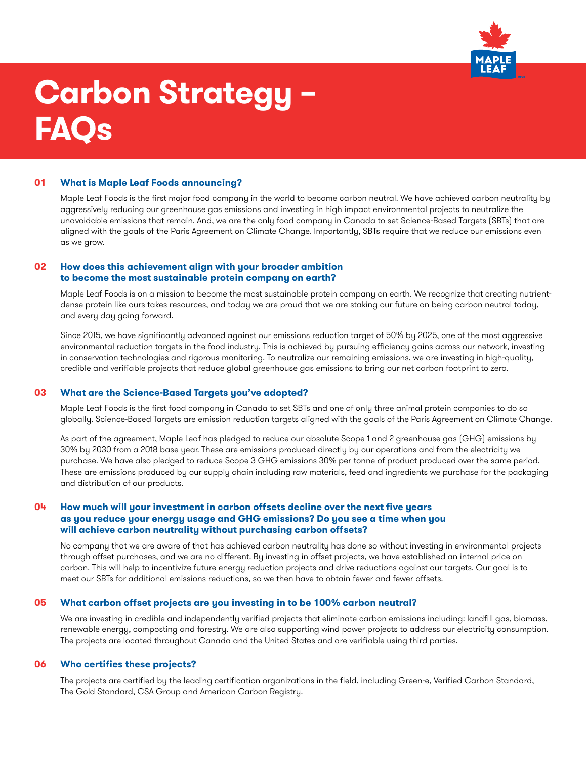# Carbon Strategy – FAQs

### 01 What is Maple Leaf Foods announcing?

Maple Leaf Foods is the first major food company in the world to become carbon neutral. We have achieved carbon neutrality by aggressively reducing our greenhouse gas emissions and investing in high impact environmental projects to neutralize the unavoidable emissions that remain. And, we are the only food company in Canada to set Science-Based Targets (SBTs) that are aligned with the goals of the Paris Agreement on Climate Change. Importantly, SBTs require that we reduce our emissions even as we grow.

### 02 How does this achievement align with your broader ambition to become the most sustainable protein company on earth?

Maple Leaf Foods is on a mission to become the most sustainable protein company on earth. We recognize that creating nutrient-dense protein like ours takes resources, and today we are proud that we are staking our future on being carbon neutral today, and every day going forward.

Since 2015, we have significantly advanced against our emissions reduction target of 50% by 2025, one of the most aggressive environmental reduction targets in the food industry. This is achieved by pursuing efficiency gains across our network, investing in conservation technologies and rigorous monitoring. To neutralize our remaining emissions, we are investing in high-quality, credible and verifiable projects that reduce global greenhouse gas emissions to bring our net carbon footprint to zero.

### 03 What are the Science-Based Targets you've adopted?

Maple Leaf Foods is the first food company in Canada to set SBTs and one of only three animal protein companies to do so globally. Science-Based Targets are emission reduction targets aligned with the goals of the Paris Agreement on Climate Change.

As part of the agreement, Maple Leaf has pledged to reduce our absolute Scope 1 and 2 greenhouse gas (GHG) emissions by 30% by 2030 from a 2018 base year. These are emissions produced directly by our operations and from the electricity we purchase. We have also pledged to reduce Scope 3 GHG emissions 30% per tonne of product produced over the same period. These are emissions produced by our supply chain including raw materials, feed and ingredients we purchase for the packaging and distribution of our products.

### 04 How much will your investment in carbon offsets decline over the next five years as you reduce your energy usage and GHG emissions? Do you see a time when you will achieve carbon neutrality without purchasing carbon offsets?

No company that we are aware of that has achieved carbon neutrality has done so without investing in environmental projects through offset purchases, and we are no different. By investing in offset projects, we have established an internal price on carbon. This will help to incentivize future energy reduction projects and drive reductions against our targets. Our goal is to meet our SBTs for additional emissions reductions, so we then have to obtain fewer and fewer offsets.

### 05 What carbon offset projects are you investing in to be 100% carbon neutral?

We are investing in credible and independently verified projects that eliminate carbon emissions including: landfill gas, biomass, renewable energy, composting and forestry. We are also supporting wind power projects to address our electricity consumption. The projects are located throughout Canada and the United States and are verifiable using third parties.

### 06 Who certifies these projects?

The projects are certified by the leading certification organizations in the field, including Green-e, Verified Carbon Standard, The Gold Standard, CSA Group and American Carbon Registry.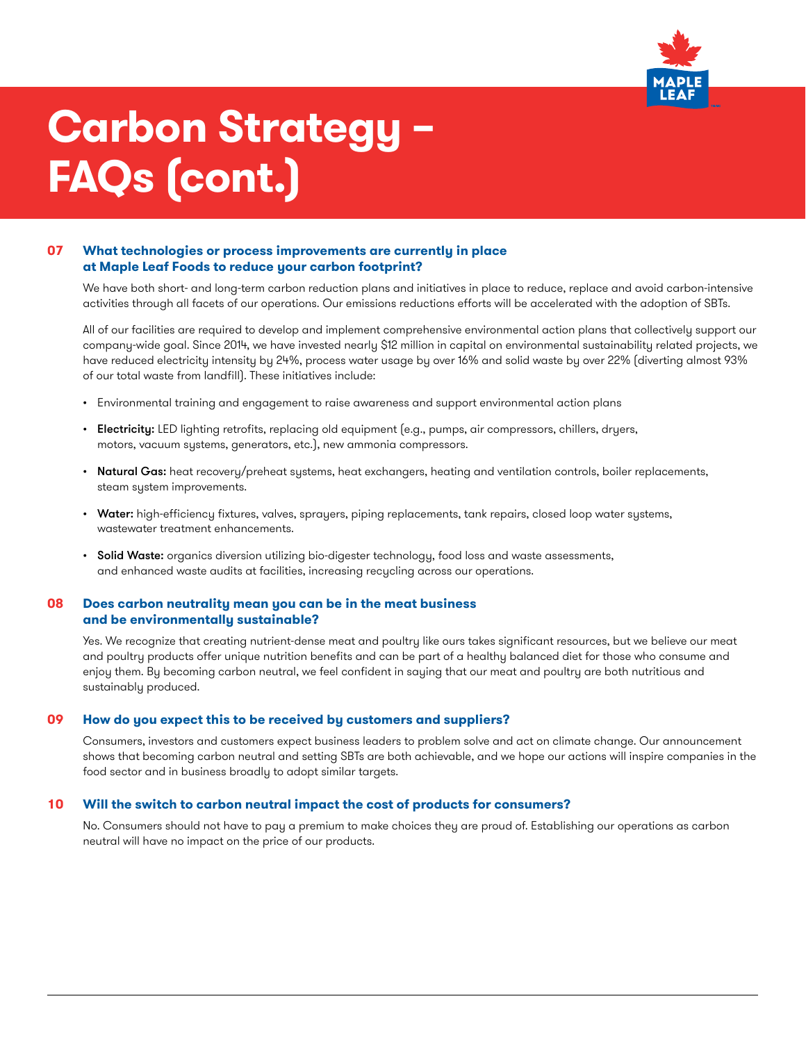# Carbon Strategy – FAQs (cont.)

### 07 What technologies or process improvements are currently in place at Maple Leaf Foods to reduce your carbon footprint?

We have both short- and long-term carbon reduction plans and initiatives in place to reduce, replace and avoid carbon-intensive activities through all facets of our operations. Our emissions reductions efforts will be accelerated with the adoption of SBTs.

All of our facilities are required to develop and implement comprehensive environmental action plans that collectively support our company-wide goal. Since 2014, we have invested nearly $12 million in capital on environmental sustainability related projects, we have reduced electricity intensity by 24%, process water usage by over 16% and solid waste by over 22% (diverting almost 93% of our total waste from landfill). These initiatives include:

- Environmental training and engagement to raise awareness and support environmental action plans
- **Electricity:** LED lighting retrofits, replacing old equipment (e.g., pumps, air compressors, chillers, dryers, motors, vacuum systems, generators, etc.), new ammonia compressors.
- **Natural Gas:** heat recovery/preheat systems, heat exchangers, heating and ventilation controls, boiler replacements, steam system improvements.
- **Water:** high-efficiency fixtures, valves, sprayers, piping replacements, tank repairs, closed loop water systems, wastewater treatment enhancements.
- **Solid Waste:** organics diversion utilizing bio-digester technology, food loss and waste assessments, and enhanced waste audits at facilities, increasing recycling across our operations.

### 08 Does carbon neutrality mean you can be in the meat business and be environmentally sustainable?

Yes. We recognize that creating nutrient-dense meat and poultry like ours takes significant resources, but we believe our meat and poultry products offer unique nutrition benefits and can be part of a healthy balanced diet for those who consume and enjoy them. By becoming carbon neutral, we feel confident in saying that our meat and poultry are both nutritious and sustainably produced.

### 09 How do you expect this to be received by customers and suppliers?

Consumers, investors and customers expect business leaders to problem solve and act on climate change. Our announcement shows that becoming carbon neutral and setting SBTs are both achievable, and we hope our actions will inspire companies in the food sector and in business broadly to adopt similar targets.

### 10 Will the switch to carbon neutral impact the cost of products for consumers?

No. Consumers should not have to pay a premium to make choices they are proud of. Establishing our operations as carbon neutral will have no impact on the price of our products.